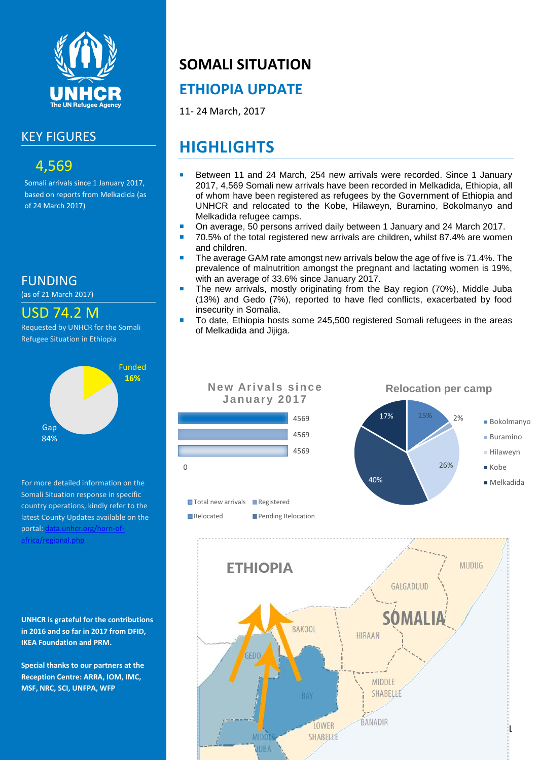# SOMALI SITUATION

## ETHIOPIA UPDATE

11- 24 March, 2017

## KEY FIGURES

**4,569**

Somali arrivals since 1 January 2017, based on reports from Melkadida (as of 24 March 2017)

## FUNDING

(as of 21 March 2017)

**USD 74.2 M**

Requested by UNHCR for the Somali Refugee Situation in Ethiopia

Funded 16%

Gap 84%

For more detailed information on the Somali Situation response in specific country operations, kindly refer to the latest County Updates available on the portal: data.unhcr.org/horn-of-africa/regional.php

**UNHCR is grateful for the contributions in 2016 and so far in 2017 from DFID, IKEA Foundation and PRM.**

**Special thanks to our partners at the Reception Centre: ARRA, IOM, IMC, MSF, NRC, SCI, UNFPA, WFP**

## HIGHLIGHTS

- Between 11 and 24 March, 254 new arrivals were recorded. Since 1 January 2017, 4,569 Somali new arrivals have been recorded in Melkadida, Ethiopia, all of whom have been registered as refugees by the Government of Ethiopia and UNHCR and relocated to the Kobe, Hilaweyn, Buramino, Bokolmanyo and Melkadida refugee camps.
- On average, 50 persons arrived daily between 1 January and 24 March 2017.
- 70.5% of the total registered new arrivals are children, whilst 87.4% are women and children.
- The average GAM rate amongst new arrivals below the age of five is 71.4%. The prevalence of malnutrition amongst the pregnant and lactating women is 19%, with an average of 33.6% since January 2017.
- The new arrivals, mostly originating from the Bay region (70%), Middle Juba (13%) and Gedo (7%), reported to have fled conflicts, exacerbated by food insecurity in Somalia.
- To date, Ethiopia hosts some 245,500 registered Somali refugees in the areas of Melkadida and Jijiga.

**New Arivals since January 2017**

| Category | Value |
|---|---|
| Total new arrivals | 4569 |
| Registered | 4569 |
| Relocated | 4569 |
| Pending Relocation | 0 |

**Relocation per camp**

| Camp | Share |
|---|---|
| Bokolmanyo | 15% |
| Buramino | 2% |
| Hilaweyn | 26% |
| Kobe | 40% |
| Melkadida | 17% |

ETHIOPIA — SOMALIA: MUDUG, GALGADUUD, BAKOOL, HIRAAN, GEDO, BAY, MIDDLE SHABELLE, BANADIR, LOWER SHABELLE, MIDDLE JUBA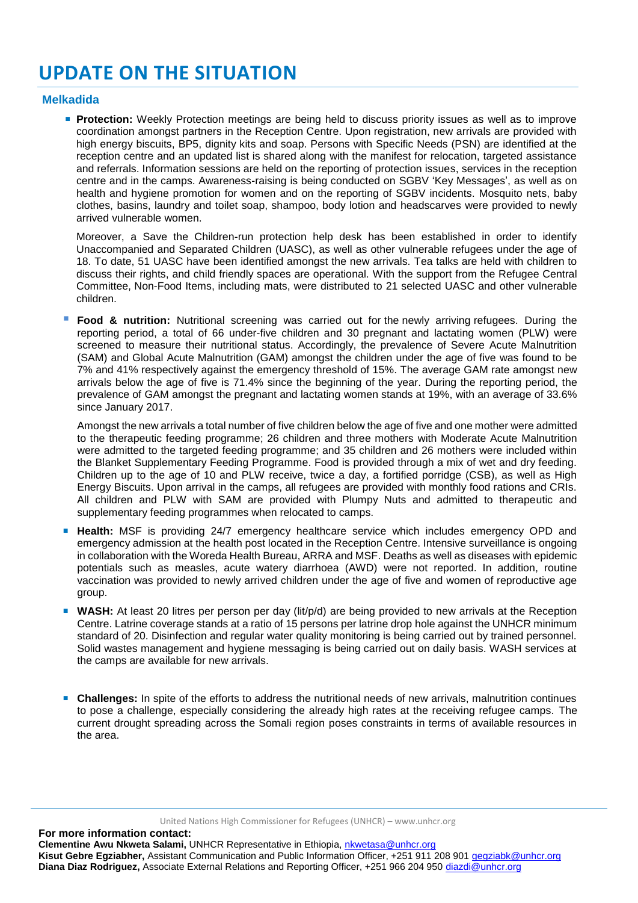# UPDATE ON THE SITUATION

## Melkadida

- **Protection:** Weekly Protection meetings are being held to discuss priority issues as well as to improve coordination amongst partners in the Reception Centre. Upon registration, new arrivals are provided with high energy biscuits, BP5, dignity kits and soap. Persons with Specific Needs (PSN) are identified at the reception centre and an updated list is shared along with the manifest for relocation, targeted assistance and referrals. Information sessions are held on the reporting of protection issues, services in the reception centre and in the camps. Awareness-raising is being conducted on SGBV 'Key Messages', as well as on health and hygiene promotion for women and on the reporting of SGBV incidents. Mosquito nets, baby clothes, basins, laundry and toilet soap, shampoo, body lotion and headscarves were provided to newly arrived vulnerable women.

  Moreover, a Save the Children-run protection help desk has been established in order to identify Unaccompanied and Separated Children (UASC), as well as other vulnerable refugees under the age of 18. To date, 51 UASC have been identified amongst the new arrivals. Tea talks are held with children to discuss their rights, and child friendly spaces are operational. With the support from the Refugee Central Committee, Non-Food Items, including mats, were distributed to 21 selected UASC and other vulnerable children.

- **Food & nutrition:** Nutritional screening was carried out for the newly arriving refugees. During the reporting period, a total of 66 under-five children and 30 pregnant and lactating women (PLW) were screened to measure their nutritional status. Accordingly, the prevalence of Severe Acute Malnutrition (SAM) and Global Acute Malnutrition (GAM) amongst the children under the age of five was found to be 7% and 41% respectively against the emergency threshold of 15%. The average GAM rate amongst new arrivals below the age of five is 71.4% since the beginning of the year. During the reporting period, the prevalence of GAM amongst the pregnant and lactating women stands at 19%, with an average of 33.6% since January 2017.

  Amongst the new arrivals a total number of five children below the age of five and one mother were admitted to the therapeutic feeding programme; 26 children and three mothers with Moderate Acute Malnutrition were admitted to the targeted feeding programme; and 35 children and 26 mothers were included within the Blanket Supplementary Feeding Programme. Food is provided through a mix of wet and dry feeding. Children up to the age of 10 and PLW receive, twice a day, a fortified porridge (CSB), as well as High Energy Biscuits. Upon arrival in the camps, all refugees are provided with monthly food rations and CRIs. All children and PLW with SAM are provided with Plumpy Nuts and admitted to therapeutic and supplementary feeding programmes when relocated to camps.

- **Health:** MSF is providing 24/7 emergency healthcare service which includes emergency OPD and emergency admission at the health post located in the Reception Centre. Intensive surveillance is ongoing in collaboration with the Woreda Health Bureau, ARRA and MSF. Deaths as well as diseases with epidemic potentials such as measles, acute watery diarrhoea (AWD) were not reported. In addition, routine vaccination was provided to newly arrived children under the age of five and women of reproductive age group.

- **WASH:** At least 20 litres per person per day (lit/p/d) are being provided to new arrivals at the Reception Centre. Latrine coverage stands at a ratio of 15 persons per latrine drop hole against the UNHCR minimum standard of 20. Disinfection and regular water quality monitoring is being carried out by trained personnel. Solid wastes management and hygiene messaging is being carried out on daily basis. WASH services at the camps are available for new arrivals.

- **Challenges:** In spite of the efforts to address the nutritional needs of new arrivals, malnutrition continues to pose a challenge, especially considering the already high rates at the receiving refugee camps. The current drought spreading across the Somali region poses constraints in terms of available resources in the area.

United Nations High Commissioner for Refugees (UNHCR) – www.unhcr.org

**For more information contact:**
**Clementine Awu Nkweta Salami,** UNHCR Representative in Ethiopia, nkwetasa@unhcr.org
**Kisut Gebre Egziabher,** Assistant Communication and Public Information Officer, +251 911 208 901 gegziabk@unhcr.org
**Diana Diaz Rodriguez,** Associate External Relations and Reporting Officer, +251 966 204 950 diazdi@unhcr.org